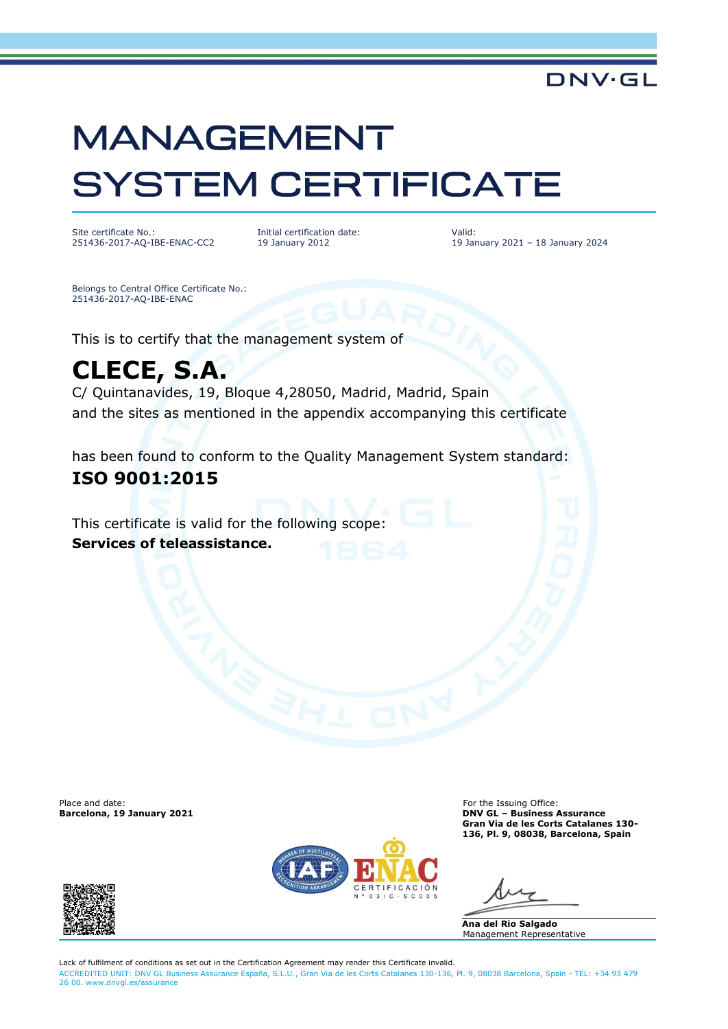DNV·GL

# MANAGEMENT SYSTEM CERTIFICATE

Site certificate No.:
251436-2017-AQ-IBE-ENAC-CC2

Initial certification date:
19 January 2012

Valid:
19 January 2021 – 18 January 2024

Belongs to Central Office Certificate No.:
251436-2017-AQ-IBE-ENAC

This is to certify that the management system of

## CLECE, S.A.

C/ Quintanavides, 19, Bloque 4,28050, Madrid, Madrid, Spain
and the sites as mentioned in the appendix accompanying this certificate

has been found to conform to the Quality Management System standard:

**ISO 9001:2015**

This certificate is valid for the following scope:
**Services of teleassistance.**

Place and date:
**Barcelona, 19 January 2021**

For the Issuing Office:
**DNV GL – Business Assurance**
**Gran Via de les Corts Catalanes 130-136, Pl. 9, 08038, Barcelona, Spain**

ENAC CERTIFICACIÓN N° 03/C-SC005

**Ana del Rio Salgado**
Management Representative

Lack of fulfilment of conditions as set out in the Certification Agreement may render this Certificate invalid.
ACCREDITED UNIT: DNV GL Business Assurance España, S.L.U., Gran Via de les Corts Catalanes 130-136, Pl. 9, 08038 Barcelona, Spain - TEL: +34 93 479 26 00. www.dnvgl.es/assurance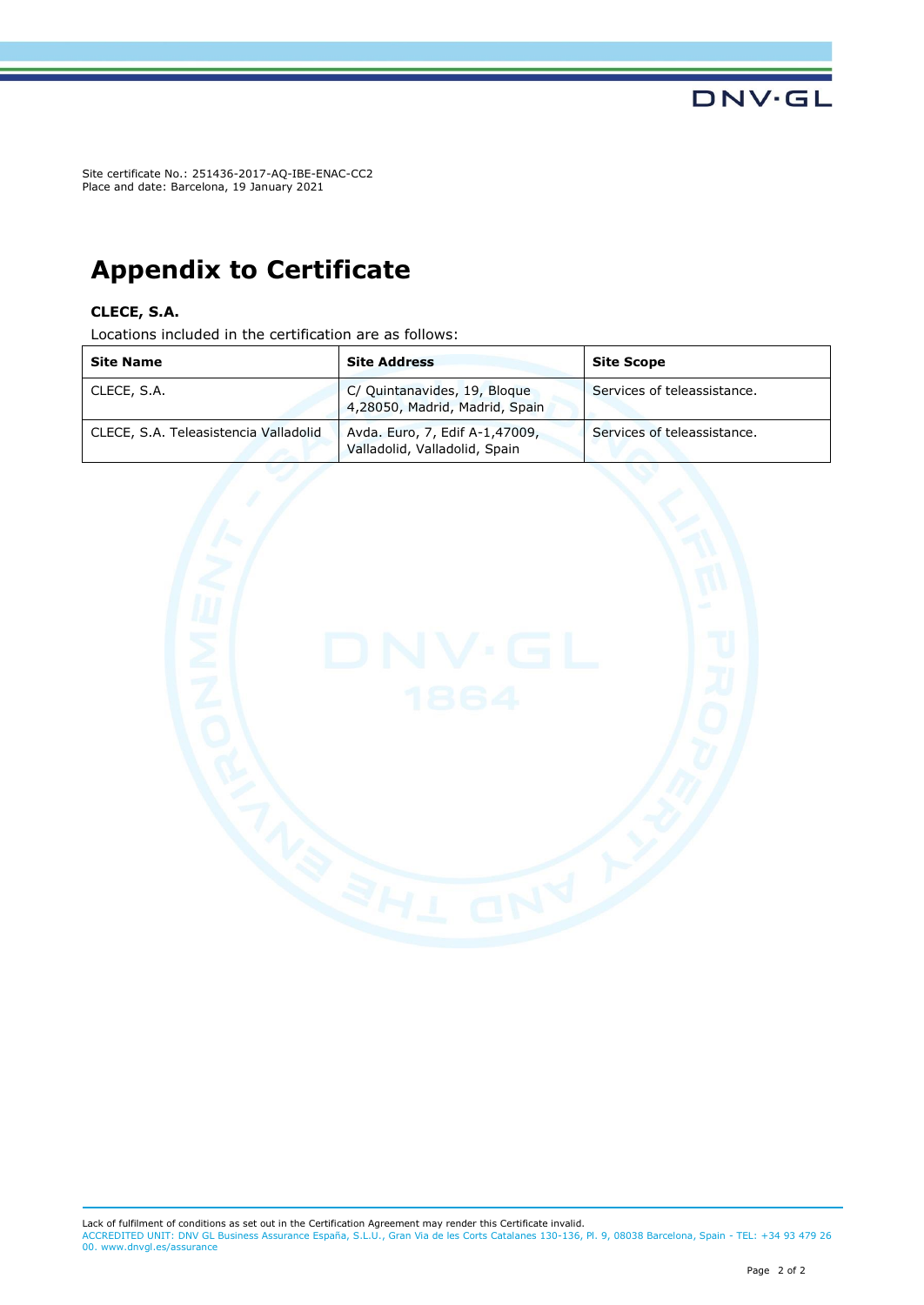Site certificate No.: 251436-2017-AQ-IBE-ENAC-CC2
Place and date: Barcelona, 19 January 2021

# Appendix to Certificate

**CLECE, S.A.**

Locations included in the certification are as follows:

| Site Name | Site Address | Site Scope |
|---|---|---|
| CLECE, S.A. | C/ Quintanavides, 19, Bloque 4,28050, Madrid, Madrid, Spain | Services of teleassistance. |
| CLECE, S.A. Teleasistencia Valladolid | Avda. Euro, 7, Edif A-1,47009, Valladolid, Valladolid, Spain | Services of teleassistance. |

Lack of fulfilment of conditions as set out in the Certification Agreement may render this Certificate invalid.
ACCREDITED UNIT: DNV GL Business Assurance España, S.L.U., Gran Via de les Corts Catalanes 130-136, Pl. 9, 08038 Barcelona, Spain - TEL: +34 93 479 26 00. www.dnvgl.es/assurance